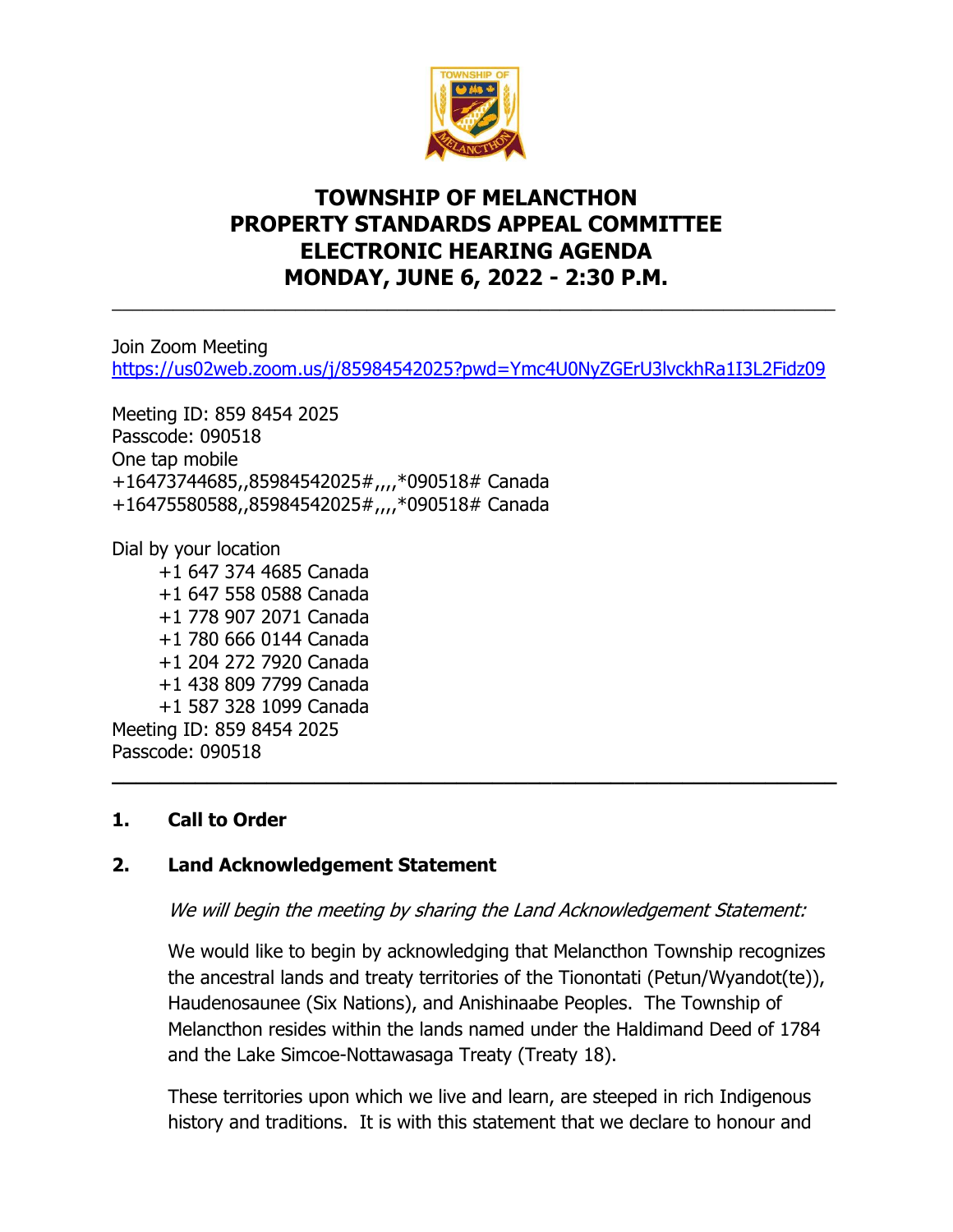# TOWNSHIP OF MELANCTHON
# PROPERTY STANDARDS APPEAL COMMITTEE
# ELECTRONIC HEARING AGENDA
# MONDAY, JUNE 6, 2022 - 2:30 P.M.

---

Join Zoom Meeting
https://us02web.zoom.us/j/85984542025?pwd=Ymc4U0NyZGErU3lvckhRa1I3L2Fidz09

Meeting ID: 859 8454 2025
Passcode: 090518
One tap mobile
+16473744685,,85984542025#,,,,*090518# Canada
+16475580588,,85984542025#,,,,*090518# Canada

Dial by your location
+1 647 374 4685 Canada
+1 647 558 0588 Canada
+1 778 907 2071 Canada
+1 780 666 0144 Canada
+1 204 272 7920 Canada
+1 438 809 7799 Canada
+1 587 328 1099 Canada
Meeting ID: 859 8454 2025
Passcode: 090518

---

**1. Call to Order**

**2. Land Acknowledgement Statement**

*We will begin the meeting by sharing the Land Acknowledgement Statement:*

We would like to begin by acknowledging that Melancthon Township recognizes the ancestral lands and treaty territories of the Tionontati (Petun/Wyandot(te)), Haudenosaunee (Six Nations), and Anishinaabe Peoples. The Township of Melancthon resides within the lands named under the Haldimand Deed of 1784 and the Lake Simcoe-Nottawasaga Treaty (Treaty 18).

These territories upon which we live and learn, are steeped in rich Indigenous history and traditions. It is with this statement that we declare to honour and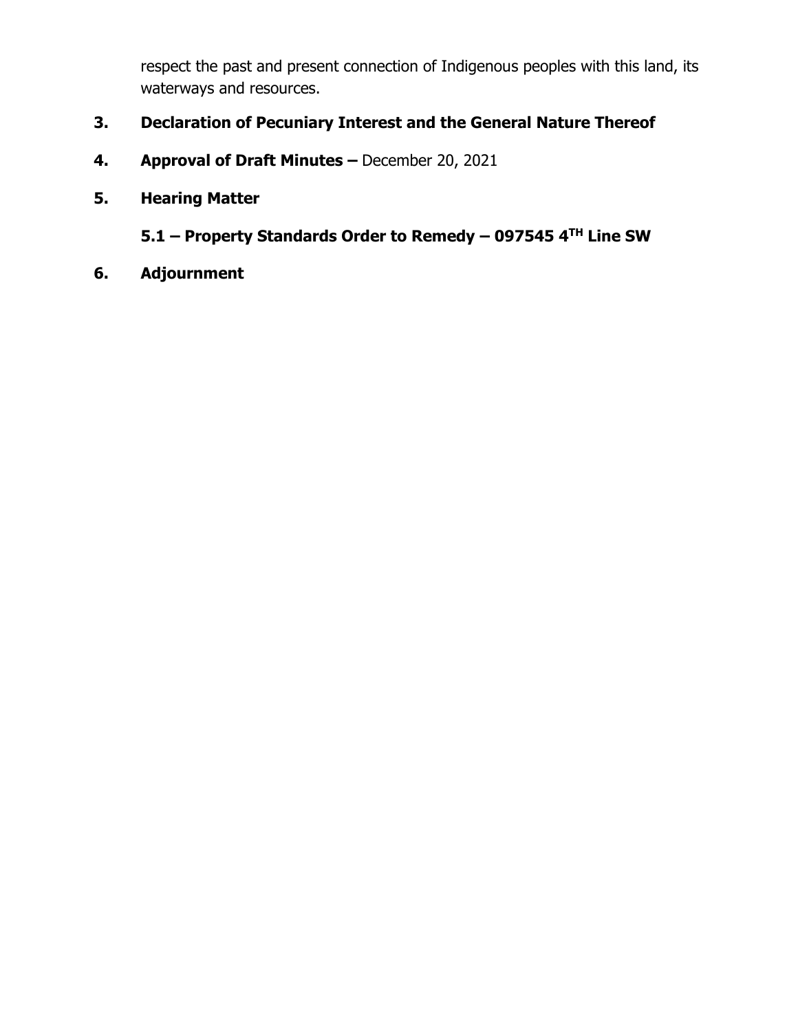respect the past and present connection of Indigenous peoples with this land, its waterways and resources.

**3. Declaration of Pecuniary Interest and the General Nature Thereof**

**4. Approval of Draft Minutes –** December 20, 2021

**5. Hearing Matter**

**5.1 – Property Standards Order to Remedy – 097545 4TH Line SW**

**6. Adjournment**